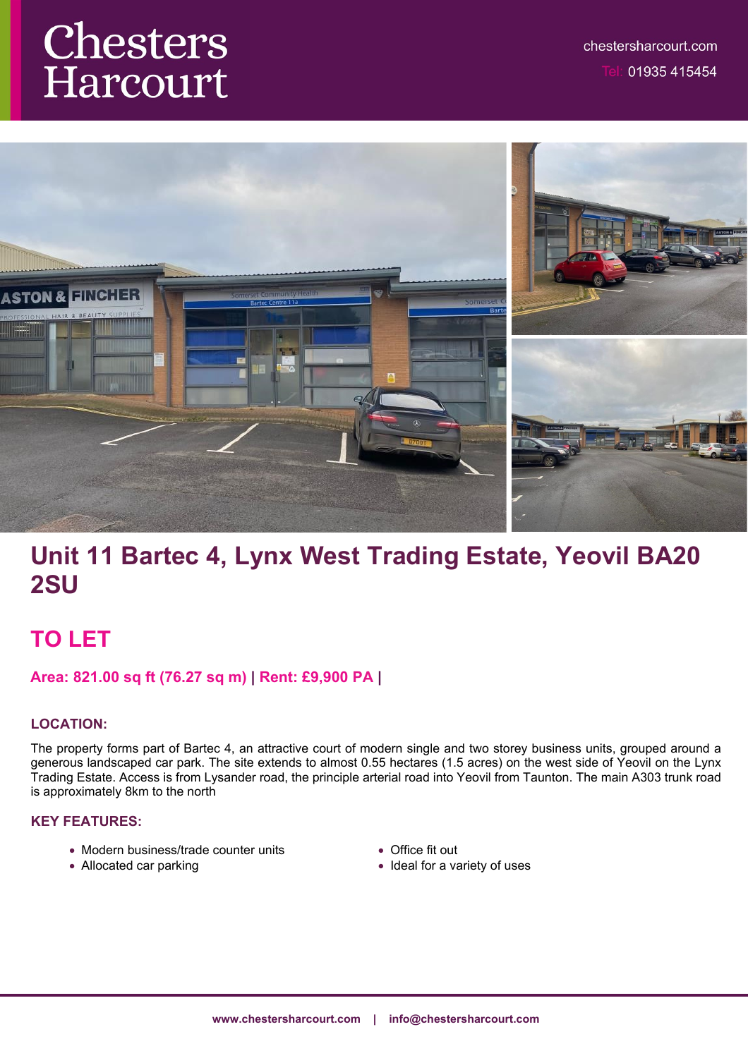Chesters Harcourt

chestersharcourt.com

Tel: 01935 415454

# Unit 11 Bartec 4, Lynx West Trading Estate, Yeovil BA20 2SU

## TO LET

**Area: 821.00 sq ft (76.27 sq m) | Rent: £9,900 PA |**

### LOCATION:

The property forms part of Bartec 4, an attractive court of modern single and two storey business units, grouped around a generous landscaped car park. The site extends to almost 0.55 hectares (1.5 acres) on the west side of Yeovil on the Lynx Trading Estate. Access is from Lysander road, the principle arterial road into Yeovil from Taunton. The main A303 trunk road is approximately 8km to the north

### KEY FEATURES:

- Modern business/trade counter units
- Allocated car parking
- Office fit out
- Ideal for a variety of uses

www.chestersharcourt.com | info@chestersharcourt.com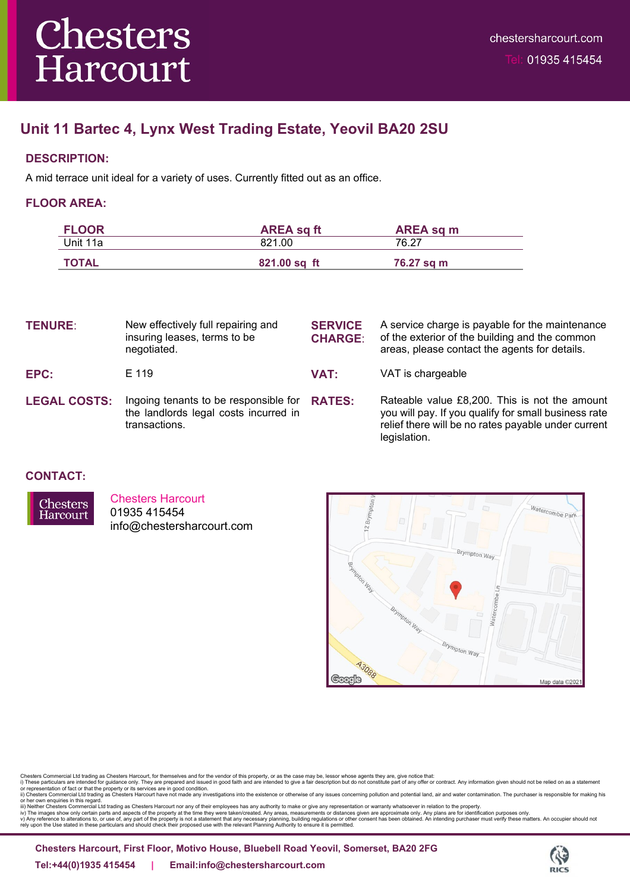## Unit 11 Bartec 4, Lynx West Trading Estate, Yeovil BA20 2SU

### DESCRIPTION:

A mid terrace unit ideal for a variety of uses. Currently fitted out as an office.

### FLOOR AREA:

| FLOOR | AREA sq ft | AREA sq m |
|---|---|---|
| Unit 11a | 821.00 | 76.27 |
| **TOTAL** | **821.00 sq ft** | **76.27 sq m** |

**TENURE:** New effectively full repairing and insuring leases, terms to be negotiated.

**EPC:** E 119

**LEGAL COSTS:** Ingoing tenants to be responsible for the landlords legal costs incurred in transactions.

**SERVICE CHARGE:** A service charge is payable for the maintenance of the exterior of the building and the common areas, please contact the agents for details.

**VAT:** VAT is chargeable

**RATES:** Rateable value £8,200. This is not the amount you will pay. If you qualify for small business rate relief there will be no rates payable under current legislation.

### CONTACT:

Chesters Harcourt
01935 415454
info@chestersharcourt.com

Chesters Commercial Ltd trading as Chesters Harcourt, for themselves and for the vendor of this property, or as the case may be, lessor whose agents they are, give notice that:
i) These particulars are intended for guidance only. They are prepared and issued in good faith and are intended to give a fair description but do not constitute part of any offer or contract. Any information given should not be relied on as a statement or representation of fact or that the property or its services are in good condition.
ii) Chesters Commercial Ltd trading as Chesters Harcourt have not made any investigations into the existence or otherwise of any issues concerning pollution and potential land, air and water contamination. The purchaser is responsible for making his or her own enquiries in this regard.
iii) Neither Chesters Commercial Ltd trading as Chesters Harcourt nor any of their employees has any authority to make or give any representation or warranty whatsoever in relation to the property.
iv) The images show only certain parts and aspects of the property at the time they were taken/created. Any areas, measurements or distances given are approximate only. Any plans are for identification purposes only.
v) Any reference to alterations to, or use of, any part of the property is not a statement that any necessary planning, building regulations or other consent has been obtained. An intending purchaser must verify these matters. An occupier should not rely upon the Use stated in these particulars and should check their proposed use with the relevant Planning Authority to ensure it is permitted.